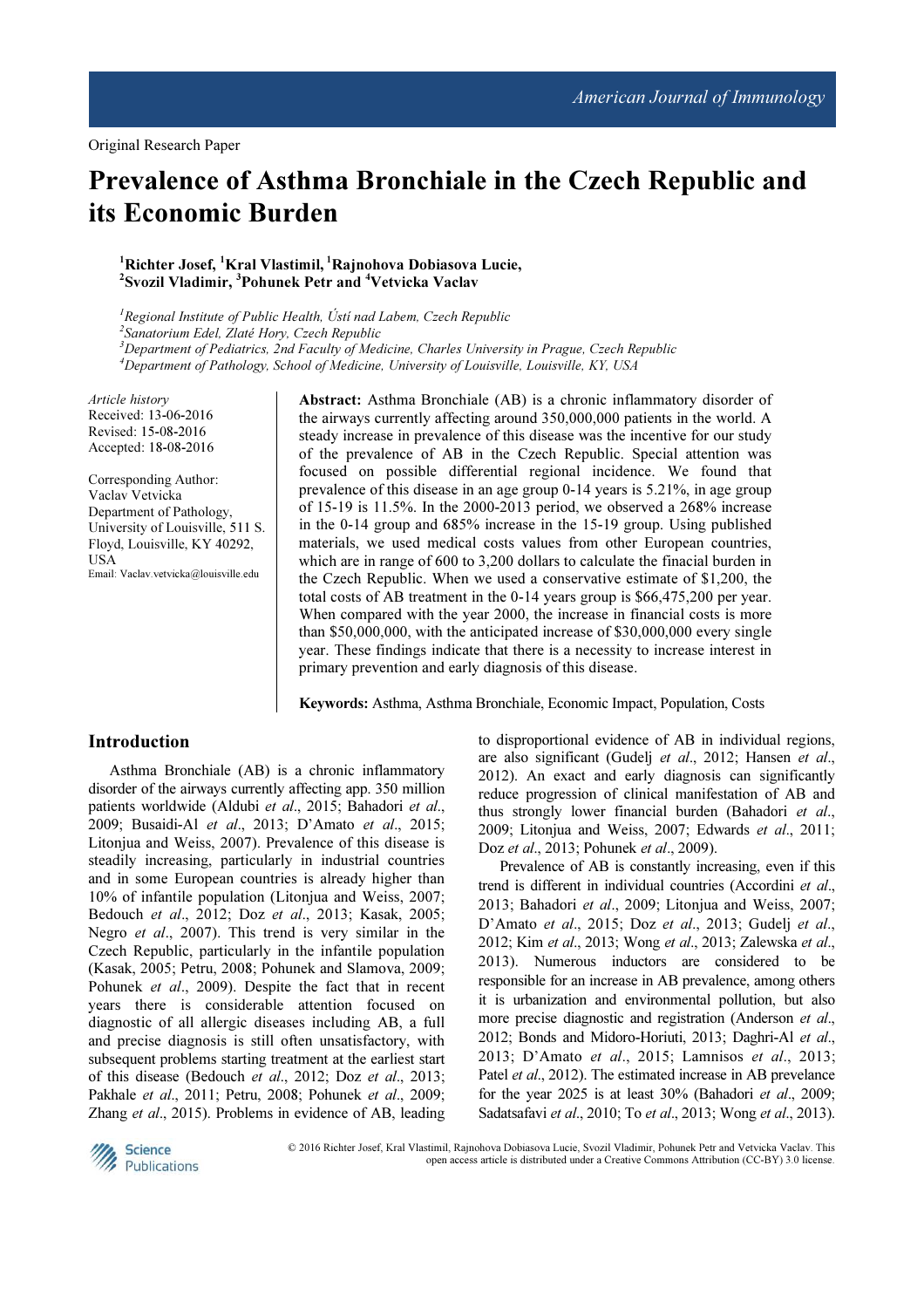Original Research Paper

# Prevalence of Asthma Bronchiale in the Czech Republic and its Economic Burden

[1]Richter Josef, [1]Kral Vlastimil, [1]Rajnohova Dobiasova Lucie, [2]Svozil Vladimir, [3]Pohunek Petr and [4]Vetvicka Vaclav

[1]*Regional Institute of Public Health, Ústí nad Labem, Czech Republic*
[2]*Sanatorium Edel, Zlaté Hory, Czech Republic*
[3]*Department of Pediatrics, 2nd Faculty of Medicine, Charles University in Prague, Czech Republic*
[4]*Department of Pathology, School of Medicine, University of Louisville, Louisville, KY, USA*

*Article history*
Received: 13-06-2016
Revised: 15-08-2016
Accepted: 18-08-2016

Corresponding Author:
Vaclav Vetvicka
Department of Pathology,
University of Louisville, 511 S.
Floyd, Louisville, KY 40292,
USA
Email: Vaclav.vetvicka@louisville.edu

**Abstract:** Asthma Bronchiale (AB) is a chronic inflammatory disorder of the airways currently affecting around 350,000,000 patients in the world. A steady increase in prevalence of this disease was the incentive for our study of the prevalence of AB in the Czech Republic. Special attention was focused on possible differential regional incidence. We found that prevalence of this disease in an age group 0-14 years is 5.21%, in age group of 15-19 is 11.5%. In the 2000-2013 period, we observed a 268% increase in the 0-14 group and 685% increase in the 15-19 group. Using published materials, we used medical costs values from other European countries, which are in range of 600 to 3,200 dollars to calculate the finacial burden in the Czech Republic. When we used a conservative estimate of $1,200, the total costs of AB treatment in the 0-14 years group is $66,475,200 per year. When compared with the year 2000, the increase in financial costs is more than $50,000,000, with the anticipated increase of $30,000,000 every single year. These findings indicate that there is a necessity to increase interest in primary prevention and early diagnosis of this disease.

**Keywords:** Asthma, Asthma Bronchiale, Economic Impact, Population, Costs

## Introduction

Asthma Bronchiale (AB) is a chronic inflammatory disorder of the airways currently affecting app. 350 million patients worldwide (Aldubi *et al*., 2015; Bahadori *et al*., 2009; Busaidi-Al *et al*., 2013; D'Amato *et al*., 2015; Litonjua and Weiss, 2007). Prevalence of this disease is steadily increasing, particularly in industrial countries and in some European countries is already higher than 10% of infantile population (Litonjua and Weiss, 2007; Bedouch *et al*., 2012; Doz *et al*., 2013; Kasak, 2005; Negro *et al*., 2007). This trend is very similar in the Czech Republic, particularly in the infantile population (Kasak, 2005; Petru, 2008; Pohunek and Slamova, 2009; Pohunek *et al*., 2009). Despite the fact that in recent years there is considerable attention focused on diagnostic of all allergic diseases including AB, a full and precise diagnosis is still often unsatisfactory, with subsequent problems starting treatment at the earliest start of this disease (Bedouch *et al*., 2012; Doz *et al*., 2013; Pakhale *et al*., 2011; Petru, 2008; Pohunek *et al*., 2009; Zhang *et al*., 2015). Problems in evidence of AB, leading to disproportional evidence of AB in individual regions, are also significant (Gudelj *et al*., 2012; Hansen *et al*., 2012). An exact and early diagnosis can significantly reduce progression of clinical manifestation of AB and thus strongly lower financial burden (Bahadori *et al*., 2009; Litonjua and Weiss, 2007; Edwards *et al*., 2011; Doz *et al*., 2013; Pohunek *et al*., 2009).

Prevalence of AB is constantly increasing, even if this trend is different in individual countries (Accordini *et al*., 2013; Bahadori *et al*., 2009; Litonjua and Weiss, 2007; D'Amato *et al*., 2015; Doz *et al*., 2013; Gudelj *et al*., 2012; Kim *et al*., 2013; Wong *et al*., 2013; Zalewska *et al*., 2013). Numerous inductors are considered to be responsible for an increase in AB prevalence, among others it is urbanization and environmental pollution, but also more precise diagnostic and registration (Anderson *et al*., 2012; Bonds and Midoro-Horiuti, 2013; Daghri-Al *et al*., 2013; D'Amato *et al*., 2015; Lamnisos *et al*., 2013; Patel *et al*., 2012). The estimated increase in AB prevelance for the year 2025 is at least 30% (Bahadori *et al*., 2009; Sadatsafavi *et al*., 2010; To *et al*., 2013; Wong *et al*., 2013).

© 2016 Richter Josef, Kral Vlastimil, Rajnohova Dobiasova Lucie, Svozil Vladimir, Pohunek Petr and Vetvicka Vaclav. This open access article is distributed under a Creative Commons Attribution (CC-BY) 3.0 license.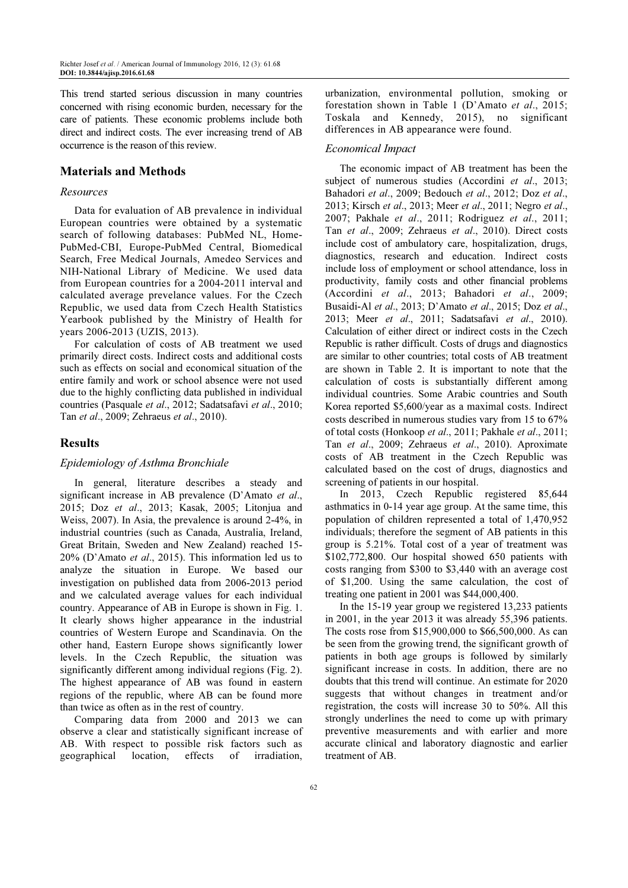This trend started serious discussion in many countries concerned with rising economic burden, necessary for the care of patients. These economic problems include both direct and indirect costs. The ever increasing trend of AB occurrence is the reason of this review.

## Materials and Methods

### Resources

Data for evaluation of AB prevalence in individual European countries were obtained by a systematic search of following databases: PubMed NL, Home-PubMed-CBI, Europe-PubMed Central, Biomedical Search, Free Medical Journals, Amedeo Services and NIH-National Library of Medicine. We used data from European countries for a 2004-2011 interval and calculated average prevelance values. For the Czech Republic, we used data from Czech Health Statistics Yearbook published by the Ministry of Health for years 2006-2013 (UZIS, 2013).

For calculation of costs of AB treatment we used primarily direct costs. Indirect costs and additional costs such as effects on social and economical situation of the entire family and work or school absence were not used due to the highly conflicting data published in individual countries (Pasquale *et al*., 2012; Sadatsafavi *et al*., 2010; Tan *et al*., 2009; Zehraeus *et al*., 2010).

## Results

### Epidemiology of Asthma Bronchiale

In general, literature describes a steady and significant increase in AB prevalence (D'Amato *et al*., 2015; Doz *et al*., 2013; Kasak, 2005; Litonjua and Weiss, 2007). In Asia, the prevalence is around 2-4%, in industrial countries (such as Canada, Australia, Ireland, Great Britain, Sweden and New Zealand) reached 15-20% (D'Amato *et al*., 2015). This information led us to analyze the situation in Europe. We based our investigation on published data from 2006-2013 period and we calculated average values for each individual country. Appearance of AB in Europe is shown in Fig. 1. It clearly shows higher appearance in the industrial countries of Western Europe and Scandinavia. On the other hand, Eastern Europe shows significantly lower levels. In the Czech Republic, the situation was significantly different among individual regions (Fig. 2). The highest appearance of AB was found in eastern regions of the republic, where AB can be found more than twice as often as in the rest of country.

Comparing data from 2000 and 2013 we can observe a clear and statistically significant increase of AB. With respect to possible risk factors such as geographical location, effects of irradiation, urbanization, environmental pollution, smoking or forestation shown in Table 1 (D'Amato *et al*., 2015; Toskala and Kennedy, 2015), no significant differences in AB appearance were found.

### Economical Impact

The economic impact of AB treatment has been the subject of numerous studies (Accordini *et al*., 2013; Bahadori *et al*., 2009; Bedouch *et al*., 2012; Doz *et al*., 2013; Kirsch *et al*., 2013; Meer *et al*., 2011; Negro *et al*., 2007; Pakhale *et al*., 2011; Rodriguez *et al*., 2011; Tan *et al*., 2009; Zehraeus *et al*., 2010). Direct costs include cost of ambulatory care, hospitalization, drugs, diagnostics, research and education. Indirect costs include loss of employment or school attendance, loss in productivity, family costs and other financial problems (Accordini *et al*., 2013; Bahadori *et al*., 2009; Busaidi-Al *et al*., 2013; D'Amato *et al*., 2015; Doz *et al*., 2013; Meer *et al*., 2011; Sadatsafavi *et al*., 2010). Calculation of either direct or indirect costs in the Czech Republic is rather difficult. Costs of drugs and diagnostics are similar to other countries; total costs of AB treatment are shown in Table 2. It is important to note that the calculation of costs is substantially different among individual countries. Some Arabic countries and South Korea reported \$5,600/year as a maximal costs. Indirect costs described in numerous studies vary from 15 to 67% of total costs (Honkoop *et al*., 2011; Pakhale *et al*., 2011; Tan *et al*., 2009; Zehraeus *et al*., 2010). Aproximate costs of AB treatment in the Czech Republic was calculated based on the cost of drugs, diagnostics and screening of patients in our hospital.

In 2013, Czech Republic registered 85,644 asthmatics in 0-14 year age group. At the same time, this population of children represented a total of 1,470,952 individuals; therefore the segment of AB patients in this group is 5.21%. Total cost of a year of treatment was \$102,772,800. Our hospital showed 650 patients with costs ranging from \$300 to \$3,440 with an average cost of \$1,200. Using the same calculation, the cost of treating one patient in 2001 was \$44,000,400.

In the 15-19 year group we registered 13,233 patients in 2001, in the year 2013 it was already 55,396 patients. The costs rose from \$15,900,000 to \$66,500,000. As can be seen from the growing trend, the significant growth of patients in both age groups is followed by similarly significant increase in costs. In addition, there are no doubts that this trend will continue. An estimate for 2020 suggests that without changes in treatment and/or registration, the costs will increase 30 to 50%. All this strongly underlines the need to come up with primary preventive measurements and with earlier and more accurate clinical and laboratory diagnostic and earlier treatment of AB.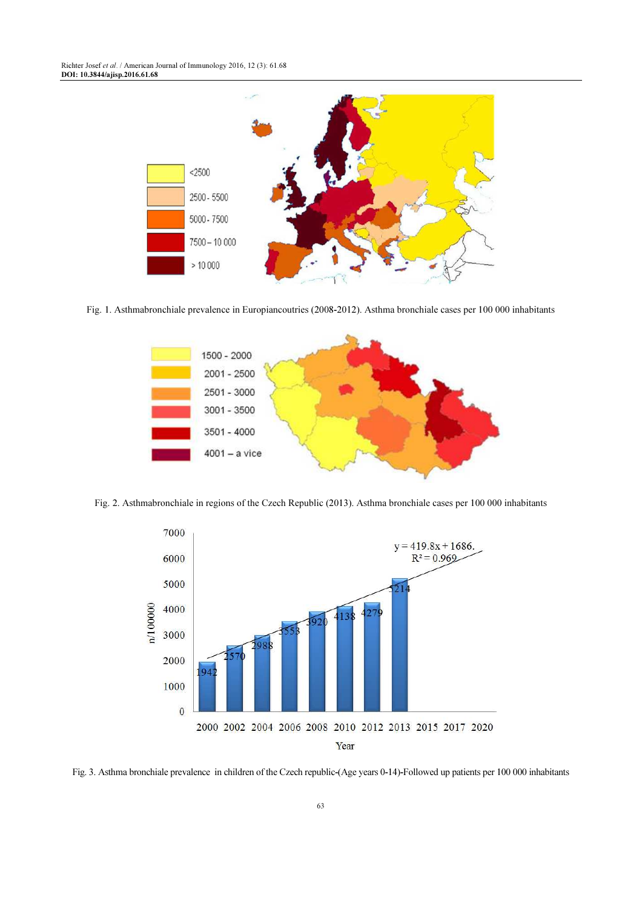<2500

2500 - 5500

5000 - 7500

7500 – 10 000

> 10 000

Fig. 1. Asthmabronchiale prevalence in Europiancoutries (2008-2012). Asthma bronchiale cases per 100 000 inhabitants

1500 - 2000

2001 - 2500

2501 - 3000

3001 - 3500

3501 - 4000

4001 – a vice

Fig. 2. Asthmabronchiale in regions of the Czech Republic (2013). Asthma bronchiale cases per 100 000 inhabitants

7000
6000
5000
4000
3000
2000
1000
0

n/100000

$y = 419.8x + 1686.$
$R^2 = 0.969$

1942 2570 2988 3553 3920 4138 4279 5214

2000 2002 2004 2006 2008 2010 2012 2013 2015 2017 2020

Year

Fig. 3. Asthma bronchiale prevalence in children of the Czech republic-(Age years 0-14)-Followed up patients per 100 000 inhabitants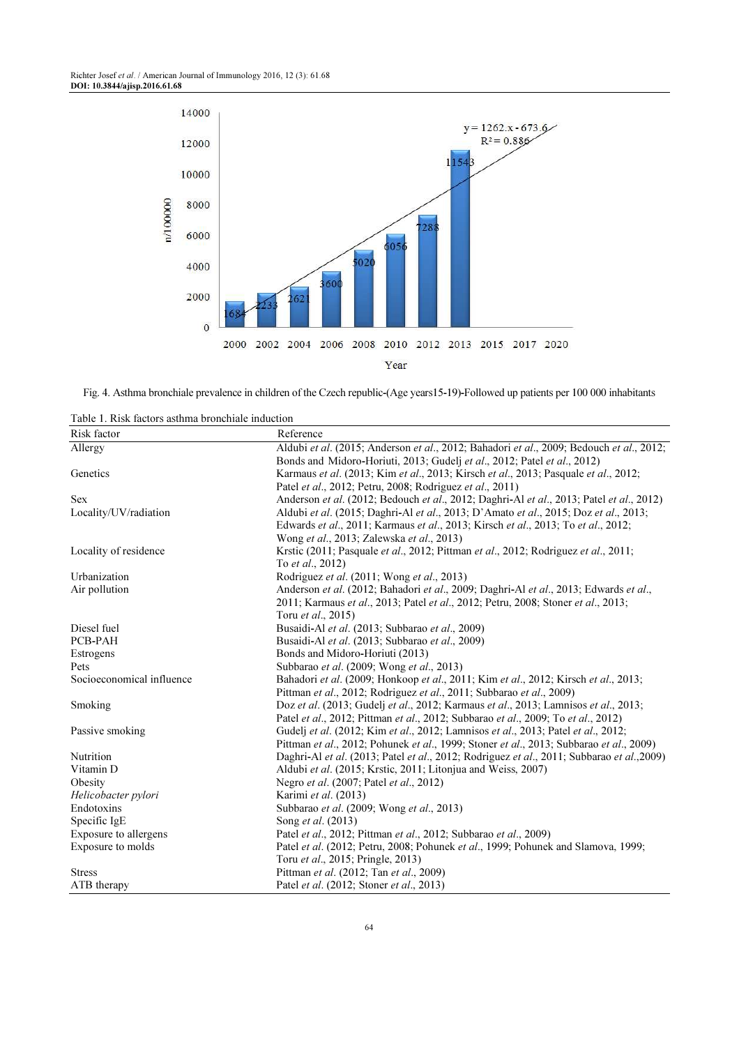14000
12000
10000
8000
6000
4000
2000
0

n/100000

$y = 1262.x - 673.6$
$R^2 = 0.886$

1684
2233
2621
3600
5020
6056
7288
11543

2000 2002 2004 2006 2008 2010 2012 2013 2015 2017 2020

Year

Fig. 4. Asthma bronchiale prevalence in children of the Czech republic-(Age years15-19)-Followed up patients per 100 000 inhabitants

Table 1. Risk factors asthma bronchiale induction

| Risk factor | Reference |
|---|---|
| Allergy | Aldubi *et al*. (2015; Anderson *et al*., 2012; Bahadori *et al*., 2009; Bedouch *et al*., 2012; Bonds and Midoro-Horiuti, 2013; Gudelj *et al*., 2012; Patel *et al*., 2012) |
| Genetics | Karmaus *et al*. (2013; Kim *et al*., 2013; Kirsch *et al*., 2013; Pasquale *et al*., 2012; Patel *et al*., 2012; Petru, 2008; Rodriguez *et al*., 2011) |
| Sex | Anderson *et al*. (2012; Bedouch *et al*., 2012; Daghri-Al *et al*., 2013; Patel *et al*., 2012) |
| Locality/UV/radiation | Aldubi *et al*. (2015; Daghri-Al *et al*., 2013; D'Amato *et al*., 2015; Doz *et al*., 2013; Edwards *et al*., 2011; Karmaus *et al*., 2013; Kirsch *et al*., 2013; To *et al*., 2012; Wong *et al*., 2013; Zalewska *et al*., 2013) |
| Locality of residence | Krstic (2011; Pasquale *et al*., 2012; Pittman *et al*., 2012; Rodriguez *et al*., 2011; To *et al*., 2012) |
| Urbanization | Rodriguez *et al*. (2011; Wong *et al*., 2013) |
| Air pollution | Anderson *et al*. (2012; Bahadori *et al*., 2009; Daghri-Al *et al*., 2013; Edwards *et al*., 2011; Karmaus *et al*., 2013; Patel *et al*., 2012; Petru, 2008; Stoner *et al*., 2013; Toru *et al*., 2015) |
| Diesel fuel | Busaidi-Al *et al*. (2013; Subbarao *et al*., 2009) |
| PCB-PAH | Busaidi-Al *et al*. (2013; Subbarao *et al*., 2009) |
| Estrogens | Bonds and Midoro-Horiuti (2013) |
| Pets | Subbarao *et al*. (2009; Wong *et al*., 2013) |
| Socioeconomical influence | Bahadori *et al*. (2009; Honkoop *et al*., 2011; Kim *et al*., 2012; Kirsch *et al*., 2013; Pittman *et al*., 2012; Rodriguez *et al*., 2011; Subbarao *et al*., 2009) |
| Smoking | Doz *et al*. (2013; Gudelj *et al*., 2012; Karmaus *et al*., 2013; Lamnisos *et al*., 2013; Patel *et al*., 2012; Pittman *et al*., 2012; Subbarao *et al*., 2009; To *et al*., 2012) |
| Passive smoking | Gudelj *et al*. (2012; Kim *et al*., 2012; Lamnisos *et al*., 2013; Patel *et al*., 2012; Pittman *et al*., 2012; Pohunek *et al*., 1999; Stoner *et al*., 2013; Subbarao *et al*., 2009) |
| Nutrition | Daghri-Al *et al*. (2013; Patel *et al*., 2012; Rodriguez *et al*., 2011; Subbarao *et al*.,2009) |
| Vitamin D | Aldubi *et al*. (2015; Krstic, 2011; Litonjua and Weiss, 2007) |
| Obesity | Negro *et al*. (2007; Patel *et al*., 2012) |
| *Helicobacter pylori* | Karimi *et al*. (2013) |
| Endotoxins | Subbarao *et al*. (2009; Wong *et al*., 2013) |
| Specific IgE | Song *et al*. (2013) |
| Exposure to allergens | Patel *et al*., 2012; Pittman *et al*., 2012; Subbarao *et al*., 2009) |
| Exposure to molds | Patel *et al*. (2012; Petru, 2008; Pohunek *et al*., 1999; Pohunek and Slamova, 1999; Toru *et al*., 2015; Pringle, 2013) |
| Stress | Pittman *et al*. (2012; Tan *et al*., 2009) |
| ATB therapy | Patel *et al*. (2012; Stoner *et al*., 2013) |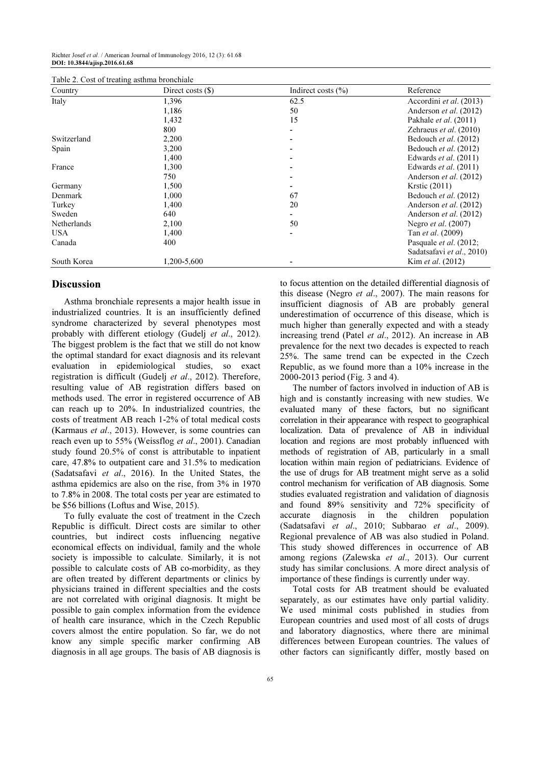Table 2. Cost of treating asthma bronchiale

| Country | Direct costs ($) | Indirect costs (%) | Reference |
|---|---|---|---|
| Italy | 1,396 | 62.5 | Accordini *et al*. (2013) |
| | 1,186 | 50 | Anderson *et al*. (2012) |
| | 1,432 | 15 | Pakhale *et al*. (2011) |
| | 800 | - | Zehraeus *et al*. (2010) |
| Switzerland | 2,200 | - | Bedouch *et al*. (2012) |
| Spain | 3,200 | - | Bedouch *et al*. (2012) |
| | 1,400 | - | Edwards *et al*. (2011) |
| France | 1,300 | - | Edwards *et al*. (2011) |
| | 750 | - | Anderson *et al*. (2012) |
| Germany | 1,500 | - | Krstic (2011) |
| Denmark | 1,000 | 67 | Bedouch *et al*. (2012) |
| Turkey | 1,400 | 20 | Anderson *et al*. (2012) |
| Sweden | 640 | - | Anderson *et al*. (2012) |
| Netherlands | 2,100 | 50 | Negro *et al*. (2007) |
| USA | 1,400 | - | Tan *et al*. (2009) |
| Canada | 400 | | Pasquale *et al*. (2012; Sadatsafavi *et al*., 2010) |
| South Korea | 1,200-5,600 | - | Kim *et al*. (2012) |

## Discussion

Asthma bronchiale represents a major health issue in industrialized countries. It is an insufficiently defined syndrome characterized by several phenotypes most probably with different etiology (Gudelj *et al*., 2012). The biggest problem is the fact that we still do not know the optimal standard for exact diagnosis and its relevant evaluation in epidemiological studies, so exact registration is difficult (Gudelj *et al*., 2012). Therefore, resulting value of AB registration differs based on methods used. The error in registered occurrence of AB can reach up to 20%. In industrialized countries, the costs of treatment AB reach 1-2% of total medical costs (Karmaus *et al*., 2013). However, is some countries can reach even up to 55% (Weissflog *et al*., 2001). Canadian study found 20.5% of const is attributable to inpatient care, 47.8% to outpatient care and 31.5% to medication (Sadatsafavi *et al*., 2016). In the United States, the asthma epidemics are also on the rise, from 3% in 1970 to 7.8% in 2008. The total costs per year are estimated to be $56 billions (Loftus and Wise, 2015).

To fully evaluate the cost of treatment in the Czech Republic is difficult. Direct costs are similar to other countries, but indirect costs influencing negative economical effects on individual, family and the whole society is impossible to calculate. Similarly, it is not possible to calculate costs of AB co-morbidity, as they are often treated by different departments or clinics by physicians trained in different specialties and the costs are not correlated with original diagnosis. It might be possible to gain complex information from the evidence of health care insurance, which in the Czech Republic covers almost the entire population. So far, we do not know any simple specific marker confirming AB diagnosis in all age groups. The basis of AB diagnosis is to focus attention on the detailed differential diagnosis of this disease (Negro *et al*., 2007). The main reasons for insufficient diagnosis of AB are probably general underestimation of occurrence of this disease, which is much higher than generally expected and with a steady increasing trend (Patel *et al*., 2012). An increase in AB prevalence for the next two decades is expected to reach 25%. The same trend can be expected in the Czech Republic, as we found more than a 10% increase in the 2000-2013 period (Fig. 3 and 4).

The number of factors involved in induction of AB is high and is constantly increasing with new studies. We evaluated many of these factors, but no significant correlation in their appearance with respect to geographical localization. Data of prevalence of AB in individual location and regions are most probably influenced with methods of registration of AB, particularly in a small location within main region of pediatricians. Evidence of the use of drugs for AB treatment might serve as a solid control mechanism for verification of AB diagnosis. Some studies evaluated registration and validation of diagnosis and found 89% sensitivity and 72% specificity of accurate diagnosis in the children population (Sadatsafavi *et al*., 2010; Subbarao *et al*., 2009). Regional prevalence of AB was also studied in Poland. This study showed differences in occurrence of AB among regions (Zalewska *et al*., 2013). Our current study has similar conclusions. A more direct analysis of importance of these findings is currently under way.

Total costs for AB treatment should be evaluated separately, as our estimates have only partial validity. We used minimal costs published in studies from European countries and used most of all costs of drugs and laboratory diagnostics, where there are minimal differences between European countries. The values of other factors can significantly differ, mostly based on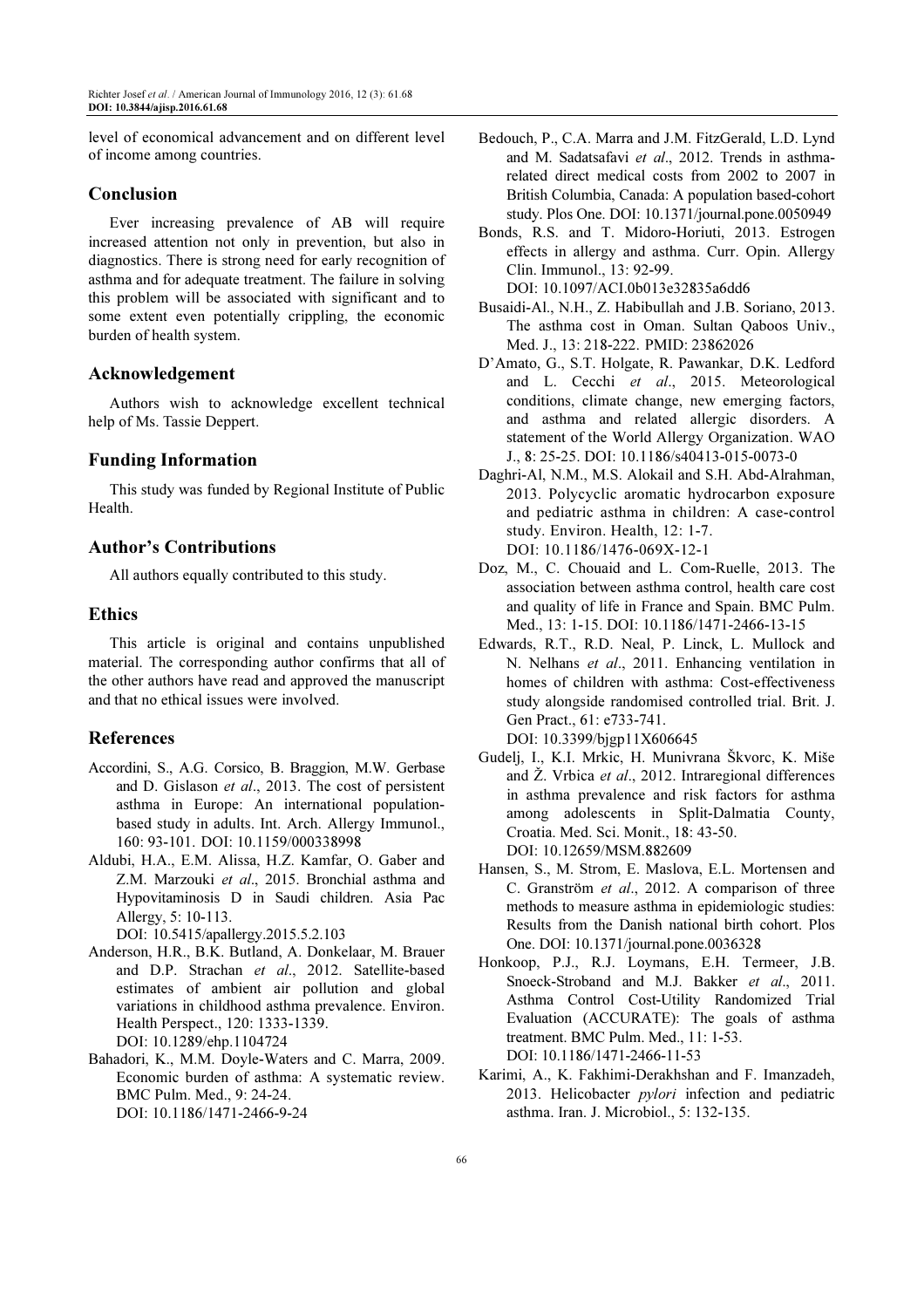level of economical advancement and on different level of income among countries.

## Conclusion

Ever increasing prevalence of AB will require increased attention not only in prevention, but also in diagnostics. There is strong need for early recognition of asthma and for adequate treatment. The failure in solving this problem will be associated with significant and to some extent even potentially crippling, the economic burden of health system.

## Acknowledgement

Authors wish to acknowledge excellent technical help of Ms. Tassie Deppert.

## Funding Information

This study was funded by Regional Institute of Public Health.

## Author's Contributions

All authors equally contributed to this study.

## Ethics

This article is original and contains unpublished material. The corresponding author confirms that all of the other authors have read and approved the manuscript and that no ethical issues were involved.

## References

Accordini, S., A.G. Corsico, B. Braggion, M.W. Gerbase and D. Gislason *et al*., 2013. The cost of persistent asthma in Europe: An international population-based study in adults. Int. Arch. Allergy Immunol., 160: 93-101. DOI: 10.1159/000338998

Aldubi, H.A., E.M. Alissa, H.Z. Kamfar, O. Gaber and Z.M. Marzouki *et al*., 2015. Bronchial asthma and Hypovitaminosis D in Saudi children. Asia Pac Allergy, 5: 10-113. DOI: 10.5415/apallergy.2015.5.2.103

Anderson, H.R., B.K. Butland, A. Donkelaar, M. Brauer and D.P. Strachan *et al*., 2012. Satellite-based estimates of ambient air pollution and global variations in childhood asthma prevalence. Environ. Health Perspect., 120: 1333-1339. DOI: 10.1289/ehp.1104724

Bahadori, K., M.M. Doyle-Waters and C. Marra, 2009. Economic burden of asthma: A systematic review. BMC Pulm. Med., 9: 24-24. DOI: 10.1186/1471-2466-9-24

Bedouch, P., C.A. Marra and J.M. FitzGerald, L.D. Lynd and M. Sadatsafavi *et al*., 2012. Trends in asthma-related direct medical costs from 2002 to 2007 in British Columbia, Canada: A population based-cohort study. Plos One. DOI: 10.1371/journal.pone.0050949

Bonds, R.S. and T. Midoro-Horiuti, 2013. Estrogen effects in allergy and asthma. Curr. Opin. Allergy Clin. Immunol., 13: 92-99. DOI: 10.1097/ACI.0b013e32835a6dd6

Busaidi-Al., N.H., Z. Habibullah and J.B. Soriano, 2013. The asthma cost in Oman. Sultan Qaboos Univ., Med. J., 13: 218-222. PMID: 23862026

D'Amato, G., S.T. Holgate, R. Pawankar, D.K. Ledford and L. Cecchi *et al*., 2015. Meteorological conditions, climate change, new emerging factors, and asthma and related allergic disorders. A statement of the World Allergy Organization. WAO J., 8: 25-25. DOI: 10.1186/s40413-015-0073-0

Daghri-Al, N.M., M.S. Alokail and S.H. Abd-Alrahman, 2013. Polycyclic aromatic hydrocarbon exposure and pediatric asthma in children: A case-control study. Environ. Health, 12: 1-7. DOI: 10.1186/1476-069X-12-1

Doz, M., C. Chouaid and L. Com-Ruelle, 2013. The association between asthma control, health care cost and quality of life in France and Spain. BMC Pulm. Med., 13: 1-15. DOI: 10.1186/1471-2466-13-15

Edwards, R.T., R.D. Neal, P. Linck, L. Mullock and N. Nelhans *et al*., 2011. Enhancing ventilation in homes of children with asthma: Cost-effectiveness study alongside randomised controlled trial. Brit. J. Gen Pract., 61: e733-741. DOI: 10.3399/bjgp11X606645

Gudelj, I., K.I. Mrkic, H. Munivrana Škvorc, K. Miše and Ž. Vrbica *et al*., 2012. Intraregional differences in asthma prevalence and risk factors for asthma among adolescents in Split-Dalmatia County, Croatia. Med. Sci. Monit., 18: 43-50. DOI: 10.12659/MSM.882609

Hansen, S., M. Strom, E. Maslova, E.L. Mortensen and C. Granström *et al*., 2012. A comparison of three methods to measure asthma in epidemiologic studies: Results from the Danish national birth cohort. Plos One. DOI: 10.1371/journal.pone.0036328

Honkoop, P.J., R.J. Loymans, E.H. Termeer, J.B. Snoeck-Stroband and M.J. Bakker *et al*., 2011. Asthma Control Cost-Utility Randomized Trial Evaluation (ACCURATE): The goals of asthma treatment. BMC Pulm. Med., 11: 1-53. DOI: 10.1186/1471-2466-11-53

Karimi, A., K. Fakhimi-Derakhshan and F. Imanzadeh, 2013. Helicobacter *pylori* infection and pediatric asthma. Iran. J. Microbiol., 5: 132-135.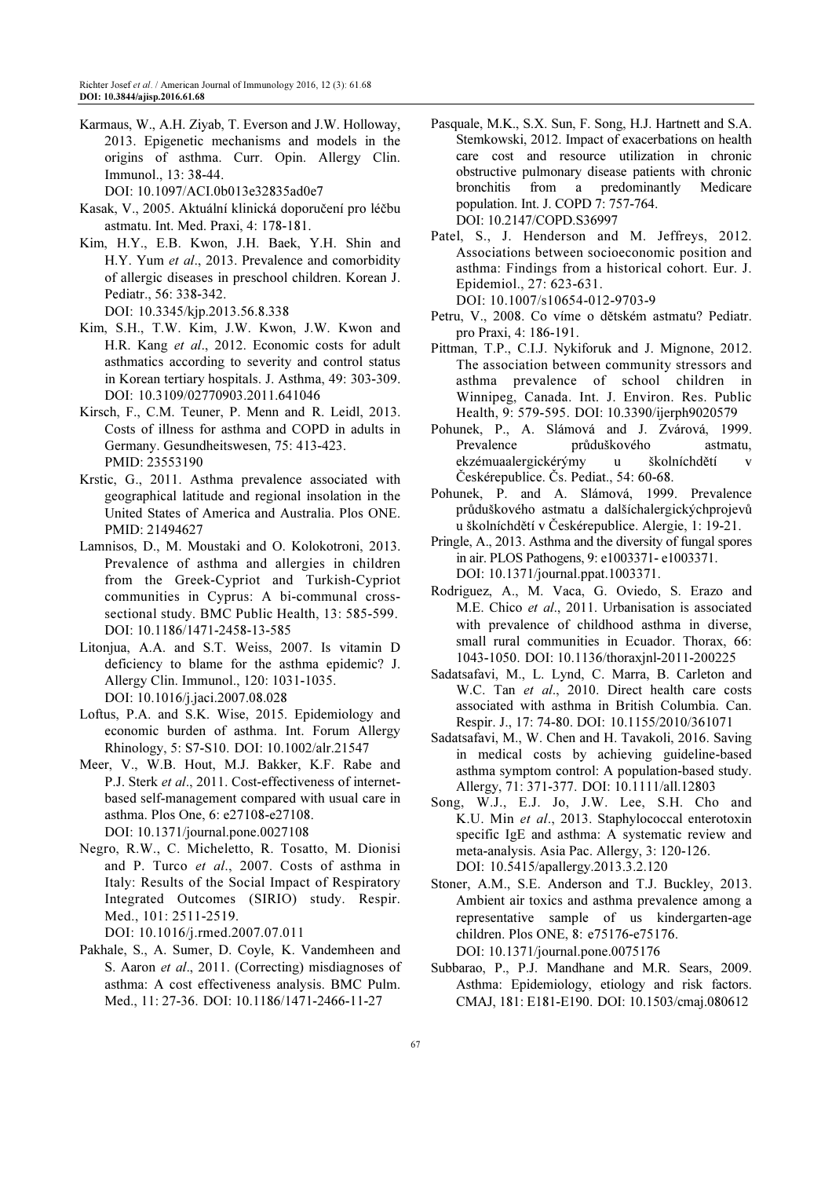Karmaus, W., A.H. Ziyab, T. Everson and J.W. Holloway, 2013. Epigenetic mechanisms and models in the origins of asthma. Curr. Opin. Allergy Clin. Immunol., 13: 38-44. DOI: 10.1097/ACI.0b013e32835ad0e7

Kasak, V., 2005. Aktuální klinická doporučení pro léčbu astmatu. Int. Med. Praxi, 4: 178-181.

Kim, H.Y., E.B. Kwon, J.H. Baek, Y.H. Shin and H.Y. Yum *et al*., 2013. Prevalence and comorbidity of allergic diseases in preschool children. Korean J. Pediatr., 56: 338-342. DOI: 10.3345/kjp.2013.56.8.338

Kim, S.H., T.W. Kim, J.W. Kwon, J.W. Kwon and H.R. Kang *et al*., 2012. Economic costs for adult asthmatics according to severity and control status in Korean tertiary hospitals. J. Asthma, 49: 303-309. DOI: 10.3109/02770903.2011.641046

Kirsch, F., C.M. Teuner, P. Menn and R. Leidl, 2013. Costs of illness for asthma and COPD in adults in Germany. Gesundheitswesen, 75: 413-423. PMID: 23553190

Krstic, G., 2011. Asthma prevalence associated with geographical latitude and regional insolation in the United States of America and Australia. Plos ONE. PMID: 21494627

Lamnisos, D., M. Moustaki and O. Kolokotroni, 2013. Prevalence of asthma and allergies in children from the Greek-Cypriot and Turkish-Cypriot communities in Cyprus: A bi-communal cross-sectional study. BMC Public Health, 13: 585-599. DOI: 10.1186/1471-2458-13-585

Litonjua, A.A. and S.T. Weiss, 2007. Is vitamin D deficiency to blame for the asthma epidemic? J. Allergy Clin. Immunol., 120: 1031-1035. DOI: 10.1016/j.jaci.2007.08.028

Loftus, P.A. and S.K. Wise, 2015. Epidemiology and economic burden of asthma. Int. Forum Allergy Rhinology, 5: S7-S10. DOI: 10.1002/alr.21547

Meer, V., W.B. Hout, M.J. Bakker, K.F. Rabe and P.J. Sterk *et al*., 2011. Cost-effectiveness of internet-based self-management compared with usual care in asthma. Plos One, 6: e27108-e27108. DOI: 10.1371/journal.pone.0027108

Negro, R.W., C. Micheletto, R. Tosatto, M. Dionisi and P. Turco *et al*., 2007. Costs of asthma in Italy: Results of the Social Impact of Respiratory Integrated Outcomes (SIRIO) study. Respir. Med., 101: 2511-2519. DOI: 10.1016/j.rmed.2007.07.011

Pakhale, S., A. Sumer, D. Coyle, K. Vandemheen and S. Aaron *et al*., 2011. (Correcting) misdiagnoses of asthma: A cost effectiveness analysis. BMC Pulm. Med., 11: 27-36. DOI: 10.1186/1471-2466-11-27

Pasquale, M.K., S.X. Sun, F. Song, H.J. Hartnett and S.A. Stemkowski, 2012. Impact of exacerbations on health care cost and resource utilization in chronic obstructive pulmonary disease patients with chronic bronchitis from a predominantly Medicare population. Int. J. COPD 7: 757-764. DOI: 10.2147/COPD.S36997

Patel, S., J. Henderson and M. Jeffreys, 2012. Associations between socioeconomic position and asthma: Findings from a historical cohort. Eur. J. Epidemiol., 27: 623-631. DOI: 10.1007/s10654-012-9703-9

Petru, V., 2008. Co víme o dětském astmatu? Pediatr. pro Praxi, 4: 186-191.

Pittman, T.P., C.I.J. Nykiforuk and J. Mignone, 2012. The association between community stressors and asthma prevalence of school children in Winnipeg, Canada. Int. J. Environ. Res. Public Health, 9: 579-595. DOI: 10.3390/ijerph9020579

Pohunek, P., A. Slámová and J. Zvárová, 1999. Prevalence průduškového astmatu, ekzémuaalergickérýmy u školníchdětí v Českérepublice. Čs. Pediat., 54: 60-68.

Pohunek, P. and A. Slámová, 1999. Prevalence průduškového astmatu a dalšíchalergickýchprojevů u školníchdětí v Českérepublice. Alergie, 1: 19-21.

Pringle, A., 2013. Asthma and the diversity of fungal spores in air. PLOS Pathogens, 9: e1003371- e1003371. DOI: 10.1371/journal.ppat.1003371.

Rodriguez, A., M. Vaca, G. Oviedo, S. Erazo and M.E. Chico *et al*., 2011. Urbanisation is associated with prevalence of childhood asthma in diverse, small rural communities in Ecuador. Thorax, 66: 1043-1050. DOI: 10.1136/thoraxjnl-2011-200225

Sadatsafavi, M., L. Lynd, C. Marra, B. Carleton and W.C. Tan *et al*., 2010. Direct health care costs associated with asthma in British Columbia. Can. Respir. J., 17: 74-80. DOI: 10.1155/2010/361071

Sadatsafavi, M., W. Chen and H. Tavakoli, 2016. Saving in medical costs by achieving guideline-based asthma symptom control: A population-based study. Allergy, 71: 371-377. DOI: 10.1111/all.12803

Song, W.J., E.J. Jo, J.W. Lee, S.H. Cho and K.U. Min *et al*., 2013. Staphylococcal enterotoxin specific IgE and asthma: A systematic review and meta-analysis. Asia Pac. Allergy, 3: 120-126. DOI: 10.5415/apallergy.2013.3.2.120

Stoner, A.M., S.E. Anderson and T.J. Buckley, 2013. Ambient air toxics and asthma prevalence among a representative sample of us kindergarten-age children. Plos ONE, 8: e75176-e75176. DOI: 10.1371/journal.pone.0075176

Subbarao, P., P.J. Mandhane and M.R. Sears, 2009. Asthma: Epidemiology, etiology and risk factors. CMAJ, 181: E181-E190. DOI: 10.1503/cmaj.080612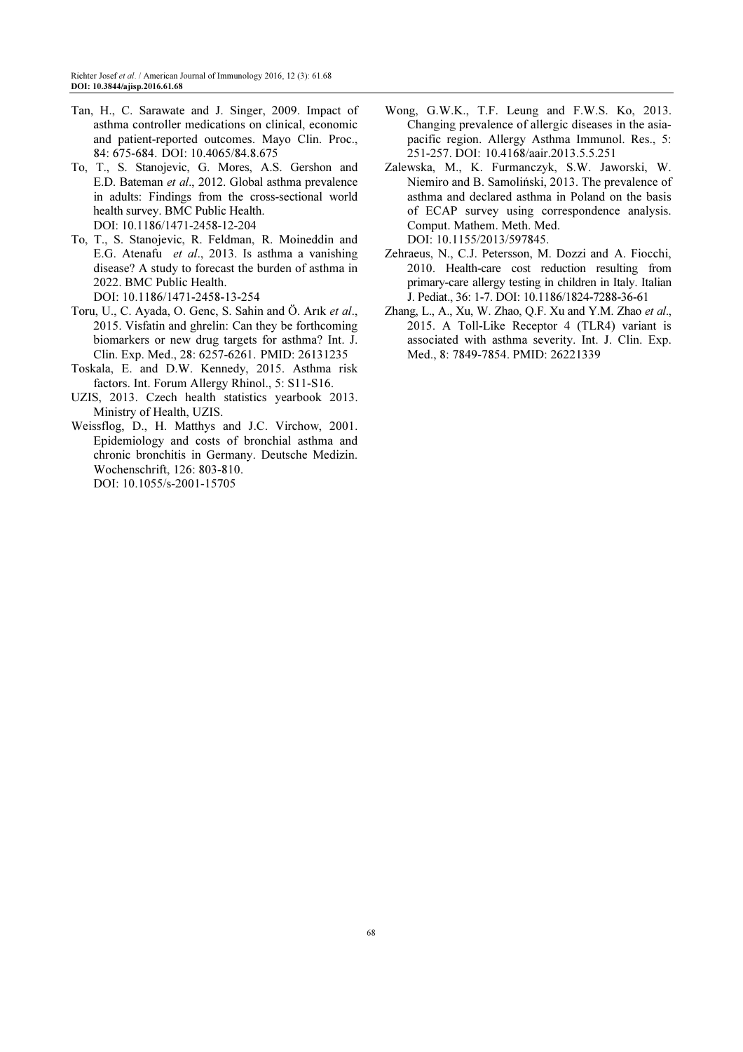Tan, H., C. Sarawate and J. Singer, 2009. Impact of asthma controller medications on clinical, economic and patient-reported outcomes. Mayo Clin. Proc., 84: 675-684. DOI: 10.4065/84.8.675

To, T., S. Stanojevic, G. Mores, A.S. Gershon and E.D. Bateman *et al*., 2012. Global asthma prevalence in adults: Findings from the cross-sectional world health survey. BMC Public Health. DOI: 10.1186/1471-2458-12-204

To, T., S. Stanojevic, R. Feldman, R. Moineddin and E.G. Atenafu *et al*., 2013. Is asthma a vanishing disease? A study to forecast the burden of asthma in 2022. BMC Public Health. DOI: 10.1186/1471-2458-13-254

Toru, U., C. Ayada, O. Genc, S. Sahin and Ö. Arık *et al*., 2015. Visfatin and ghrelin: Can they be forthcoming biomarkers or new drug targets for asthma? Int. J. Clin. Exp. Med., 28: 6257-6261. PMID: 26131235

Toskala, E. and D.W. Kennedy, 2015. Asthma risk factors. Int. Forum Allergy Rhinol., 5: S11-S16.

UZIS, 2013. Czech health statistics yearbook 2013. Ministry of Health, UZIS.

Weissflog, D., H. Matthys and J.C. Virchow, 2001. Epidemiology and costs of bronchial asthma and chronic bronchitis in Germany. Deutsche Medizin. Wochenschrift, 126: 803-810. DOI: 10.1055/s-2001-15705

Wong, G.W.K., T.F. Leung and F.W.S. Ko, 2013. Changing prevalence of allergic diseases in the asia-pacific region. Allergy Asthma Immunol. Res., 5: 251-257. DOI: 10.4168/aair.2013.5.5.251

Zalewska, M., K. Furmanczyk, S.W. Jaworski, W. Niemiro and B. Samoliński, 2013. The prevalence of asthma and declared asthma in Poland on the basis of ECAP survey using correspondence analysis. Comput. Mathem. Meth. Med. DOI: 10.1155/2013/597845.

Zehraeus, N., C.J. Petersson, M. Dozzi and A. Fiocchi, 2010. Health-care cost reduction resulting from primary-care allergy testing in children in Italy. Italian J. Pediat., 36: 1-7. DOI: 10.1186/1824-7288-36-61

Zhang, L., A., Xu, W. Zhao, Q.F. Xu and Y.M. Zhao *et al*., 2015. A Toll-Like Receptor 4 (TLR4) variant is associated with asthma severity. Int. J. Clin. Exp. Med., 8: 7849-7854. PMID: 26221339